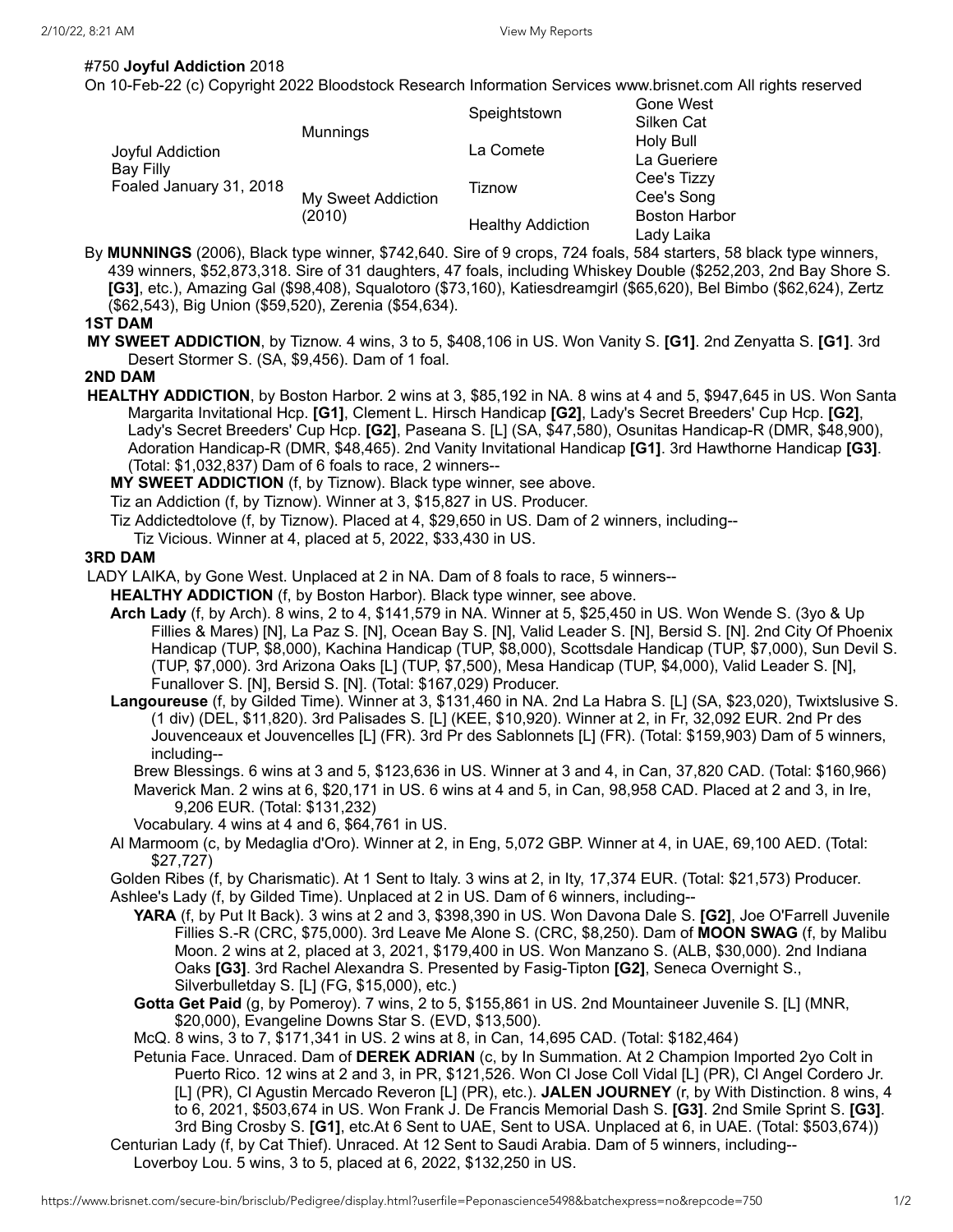#750 **Joyful Addiction** 2018

On 10-Feb-22 (c) Copyright 2022 Bloodstock Research Information Services www.brisnet.com All rights reserved

| | | | |
|---|---|---|---|
| Joyful Addiction<br>Bay Filly<br>Foaled January 31, 2018 | Munnings | Speightstown | Gone West |
| | | | Silken Cat |
| | | La Comete | Holy Bull |
| | | | La Gueriere |
| | My Sweet Addiction (2010) | Tiznow | Cee's Tizzy |
| | | | Cee's Song |
| | | Healthy Addiction | Boston Harbor |
| | | | Lady Laika |

By **MUNNINGS** (2006), Black type winner, $742,640. Sire of 9 crops, 724 foals, 584 starters, 58 black type winners, 439 winners, $52,873,318. Sire of 31 daughters, 47 foals, including Whiskey Double ($252,203, 2nd Bay Shore S. **[G3]**, etc.), Amazing Gal ($98,408), Squalotoro ($73,160), Katiesdreamgirl ($65,620), Bel Bimbo ($62,624), Zertz ($62,543), Big Union ($59,520), Zerenia ($54,634).

**1ST DAM**

**MY SWEET ADDICTION**, by Tiznow. 4 wins, 3 to 5, $408,106 in US. Won Vanity S. **[G1]**. 2nd Zenyatta S. **[G1]**. 3rd Desert Stormer S. (SA, $9,456). Dam of 1 foal.

**2ND DAM**

**HEALTHY ADDICTION**, by Boston Harbor. 2 wins at 3, $85,192 in NA. 8 wins at 4 and 5, $947,645 in US. Won Santa Margarita Invitational Hcp. **[G1]**, Clement L. Hirsch Handicap **[G2]**, Lady's Secret Breeders' Cup Hcp. **[G2]**, Lady's Secret Breeders' Cup Hcp. **[G2]**, Paseana S. [L] (SA, $47,580), Osunitas Handicap-R (DMR, $48,900), Adoration Handicap-R (DMR, $48,465). 2nd Vanity Invitational Handicap **[G1]**. 3rd Hawthorne Handicap **[G3]**. (Total: $1,032,837) Dam of 6 foals to race, 2 winners--

- **MY SWEET ADDICTION** (f, by Tiznow). Black type winner, see above.
- Tiz an Addiction (f, by Tiznow). Winner at 3, $15,827 in US. Producer.
- Tiz Addictedtolove (f, by Tiznow). Placed at 4, $29,650 in US. Dam of 2 winners, including--
  - Tiz Vicious. Winner at 4, placed at 5, 2022, $33,430 in US.

**3RD DAM**

LADY LAIKA, by Gone West. Unplaced at 2 in NA. Dam of 8 foals to race, 5 winners--

- **HEALTHY ADDICTION** (f, by Boston Harbor). Black type winner, see above.
- **Arch Lady** (f, by Arch). 8 wins, 2 to 4, $141,579 in NA. Winner at 5, $25,450 in US. Won Wende S. (3yo & Up Fillies & Mares) [N], La Paz S. [N], Ocean Bay S. [N], Valid Leader S. [N], Bersid S. [N]. 2nd City Of Phoenix Handicap (TUP, $8,000), Kachina Handicap (TUP, $8,000), Scottsdale Handicap (TUP, $7,000), Sun Devil S. (TUP, $7,000). 3rd Arizona Oaks [L] (TUP, $7,500), Mesa Handicap (TUP, $4,000), Valid Leader S. [N], Funallover S. [N], Bersid S. [N]. (Total: $167,029) Producer.
- **Langoureuse** (f, by Gilded Time). Winner at 3, $131,460 in NA. 2nd La Habra S. [L] (SA, $23,020), Twixtslusive S. (1 div) (DEL, $11,820). 3rd Palisades S. [L] (KEE, $10,920). Winner at 2, in Fr, 32,092 EUR. 2nd Pr des Jouvenceaux et Jouvencelles [L] (FR). 3rd Pr des Sablonnets [L] (FR). (Total: $159,903) Dam of 5 winners, including--
  - Brew Blessings. 6 wins at 3 and 5, $123,636 in US. Winner at 3 and 4, in Can, 37,820 CAD. (Total: $160,966)
  - Maverick Man. 2 wins at 6, $20,171 in US. 6 wins at 4 and 5, in Can, 98,958 CAD. Placed at 2 and 3, in Ire, 9,206 EUR. (Total: $131,232)
  - Vocabulary. 4 wins at 4 and 6, $64,761 in US.
- Al Marmoom (c, by Medaglia d'Oro). Winner at 2, in Eng, 5,072 GBP. Winner at 4, in UAE, 69,100 AED. (Total: $27,727)
- Golden Ribes (f, by Charismatic). At 1 Sent to Italy. 3 wins at 2, in Ity, 17,374 EUR. (Total: $21,573) Producer.
- Ashlee's Lady (f, by Gilded Time). Unplaced at 2 in US. Dam of 6 winners, including--
  - **YARA** (f, by Put It Back). 3 wins at 2 and 3, $398,390 in US. Won Davona Dale S. **[G2]**, Joe O'Farrell Juvenile Fillies S.-R (CRC, $75,000). 3rd Leave Me Alone S. (CRC, $8,250). Dam of **MOON SWAG** (f, by Malibu Moon. 2 wins at 2, placed at 3, 2021, $179,400 in US. Won Manzano S. (ALB, $30,000). 2nd Indiana Oaks **[G3]**. 3rd Rachel Alexandra S. Presented by Fasig-Tipton **[G2]**, Seneca Overnight S., Silverbulletday S. [L] (FG, $15,000), etc.)
  - **Gotta Get Paid** (g, by Pomeroy). 7 wins, 2 to 5, $155,861 in US. 2nd Mountaineer Juvenile S. [L] (MNR, $20,000), Evangeline Downs Star S. (EVD, $13,500).
  - McQ. 8 wins, 3 to 7, $171,341 in US. 2 wins at 8, in Can, 14,695 CAD. (Total: $182,464)
  - Petunia Face. Unraced. Dam of **DEREK ADRIAN** (c, by In Summation. At 2 Champion Imported 2yo Colt in Puerto Rico. 12 wins at 2 and 3, in PR, $121,526. Won Cl Jose Coll Vidal [L] (PR), Cl Angel Cordero Jr. [L] (PR), Cl Agustin Mercado Reveron [L] (PR), etc.). **JALEN JOURNEY** (r, by With Distinction. 8 wins, 4 to 6, 2021, $503,674 in US. Won Frank J. De Francis Memorial Dash S. **[G3]**. 2nd Smile Sprint S. **[G3]**. 3rd Bing Crosby S. **[G1]**, etc.At 6 Sent to UAE, Sent to USA. Unplaced at 6, in UAE. (Total: $503,674))
- Centurian Lady (f, by Cat Thief). Unraced. At 12 Sent to Saudi Arabia. Dam of 5 winners, including--
  - Loverboy Lou. 5 wins, 3 to 5, placed at 6, 2022, $132,250 in US.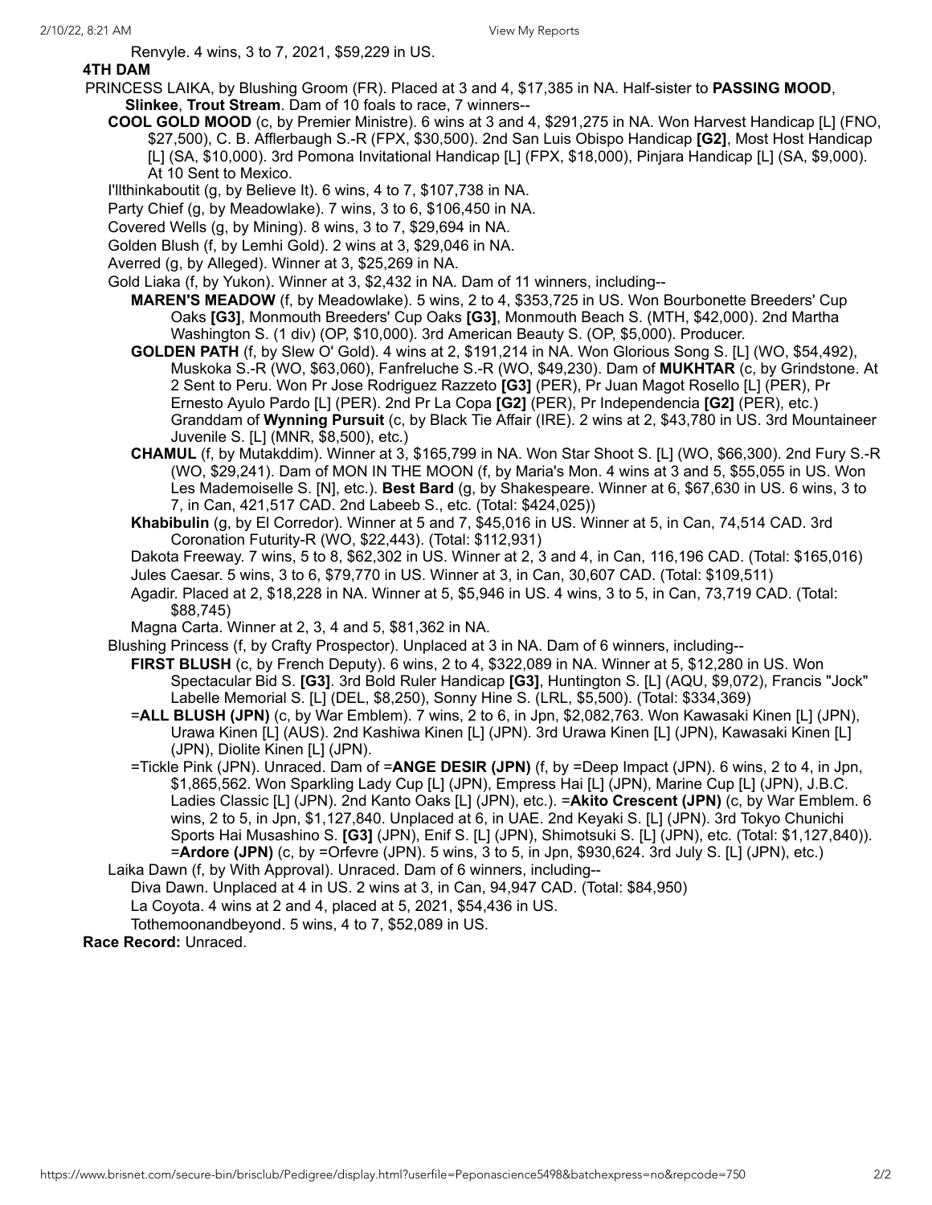Renvyle. 4 wins, 3 to 7, 2021, $59,229 in US.

**4TH DAM**

PRINCESS LAIKA, by Blushing Groom (FR). Placed at 3 and 4, $17,385 in NA. Half-sister to **PASSING MOOD**, **Slinkee**, **Trout Stream**. Dam of 10 foals to race, 7 winners--

**COOL GOLD MOOD** (c, by Premier Ministre). 6 wins at 3 and 4, $291,275 in NA. Won Harvest Handicap [L] (FNO, $27,500), C. B. Afflerbaugh S.-R (FPX, $30,500). 2nd San Luis Obispo Handicap **[G2]**, Most Host Handicap [L] (SA, $10,000). 3rd Pomona Invitational Handicap [L] (FPX, $18,000), Pinjara Handicap [L] (SA, $9,000). At 10 Sent to Mexico.

I'llthinkaboutit (g, by Believe It). 6 wins, 4 to 7, $107,738 in NA.

Party Chief (g, by Meadowlake). 7 wins, 3 to 6, $106,450 in NA.

Covered Wells (g, by Mining). 8 wins, 3 to 7, $29,694 in NA.

Golden Blush (f, by Lemhi Gold). 2 wins at 3, $29,046 in NA.

Averred (g, by Alleged). Winner at 3, $25,269 in NA.

Gold Liaka (f, by Yukon). Winner at 3, $2,432 in NA. Dam of 11 winners, including--

**MAREN'S MEADOW** (f, by Meadowlake). 5 wins, 2 to 4, $353,725 in US. Won Bourbonette Breeders' Cup Oaks **[G3]**, Monmouth Breeders' Cup Oaks **[G3]**, Monmouth Beach S. (MTH, $42,000). 2nd Martha Washington S. (1 div) (OP, $10,000). 3rd American Beauty S. (OP, $5,000). Producer.

**GOLDEN PATH** (f, by Slew O' Gold). 4 wins at 2, $191,214 in NA. Won Glorious Song S. [L] (WO, $54,492), Muskoka S.-R (WO, $63,060), Fanfreluche S.-R (WO, $49,230). Dam of **MUKHTAR** (c, by Grindstone. At 2 Sent to Peru. Won Pr Jose Rodriguez Razzeto **[G3]** (PER), Pr Juan Magot Rosello [L] (PER), Pr Ernesto Ayulo Pardo [L] (PER). 2nd Pr La Copa **[G2]** (PER), Pr Independencia **[G2]** (PER), etc.) Granddam of **Wynning Pursuit** (c, by Black Tie Affair (IRE). 2 wins at 2, $43,780 in US. 3rd Mountaineer Juvenile S. [L] (MNR, $8,500), etc.)

**CHAMUL** (f, by Mutakddim). Winner at 3, $165,799 in NA. Won Star Shoot S. [L] (WO, $66,300). 2nd Fury S.-R (WO, $29,241). Dam of MON IN THE MOON (f, by Maria's Mon. 4 wins at 3 and 5, $55,055 in US. Won Les Mademoiselle S. [N], etc.). **Best Bard** (g, by Shakespeare. Winner at 6, $67,630 in US. 6 wins, 3 to 7, in Can, 421,517 CAD. 2nd Labeeb S., etc. (Total: $424,025))

**Khabibulin** (g, by El Corredor). Winner at 5 and 7, $45,016 in US. Winner at 5, in Can, 74,514 CAD. 3rd Coronation Futurity-R (WO, $22,443). (Total: $112,931)

Dakota Freeway. 7 wins, 5 to 8, $62,302 in US. Winner at 2, 3 and 4, in Can, 116,196 CAD. (Total: $165,016)

Jules Caesar. 5 wins, 3 to 6, $79,770 in US. Winner at 3, in Can, 30,607 CAD. (Total: $109,511)

Agadir. Placed at 2, $18,228 in NA. Winner at 5, $5,946 in US. 4 wins, 3 to 5, in Can, 73,719 CAD. (Total: $88,745)

Magna Carta. Winner at 2, 3, 4 and 5, $81,362 in NA.

Blushing Princess (f, by Crafty Prospector). Unplaced at 3 in NA. Dam of 6 winners, including--

**FIRST BLUSH** (c, by French Deputy). 6 wins, 2 to 4, $322,089 in NA. Winner at 5, $12,280 in US. Won Spectacular Bid S. **[G3]**. 3rd Bold Ruler Handicap **[G3]**, Huntington S. [L] (AQU, $9,072), Francis "Jock" Labelle Memorial S. [L] (DEL, $8,250), Sonny Hine S. (LRL, $5,500). (Total: $334,369)

=**ALL BLUSH (JPN)** (c, by War Emblem). 7 wins, 2 to 6, in Jpn, $2,082,763. Won Kawasaki Kinen [L] (JPN), Urawa Kinen [L] (AUS). 2nd Kashiwa Kinen [L] (JPN). 3rd Urawa Kinen [L] (JPN), Kawasaki Kinen [L] (JPN), Diolite Kinen [L] (JPN).

=Tickle Pink (JPN). Unraced. Dam of =**ANGE DESIR (JPN)** (f, by =Deep Impact (JPN). 6 wins, 2 to 4, in Jpn, $1,865,562. Won Sparkling Lady Cup [L] (JPN), Empress Hai [L] (JPN), Marine Cup [L] (JPN), J.B.C. Ladies Classic [L] (JPN). 2nd Kanto Oaks [L] (JPN), etc.). =**Akito Crescent (JPN)** (c, by War Emblem. 6 wins, 2 to 5, in Jpn, $1,127,840. Unplaced at 6, in UAE. 2nd Keyaki S. [L] (JPN). 3rd Tokyo Chunichi Sports Hai Musashino S. **[G3]** (JPN), Enif S. [L] (JPN), Shimotsuki S. [L] (JPN), etc. (Total: $1,127,840)). =**Ardore (JPN)** (c, by =Orfevre (JPN). 5 wins, 3 to 5, in Jpn, $930,624. 3rd July S. [L] (JPN), etc.)

Laika Dawn (f, by With Approval). Unraced. Dam of 6 winners, including--

Diva Dawn. Unplaced at 4 in US. 2 wins at 3, in Can, 94,947 CAD. (Total: $84,950)

La Coyota. 4 wins at 2 and 4, placed at 5, 2021, $54,436 in US.

Tothemoonandbeyond. 5 wins, 4 to 7, $52,089 in US.

**Race Record:** Unraced.